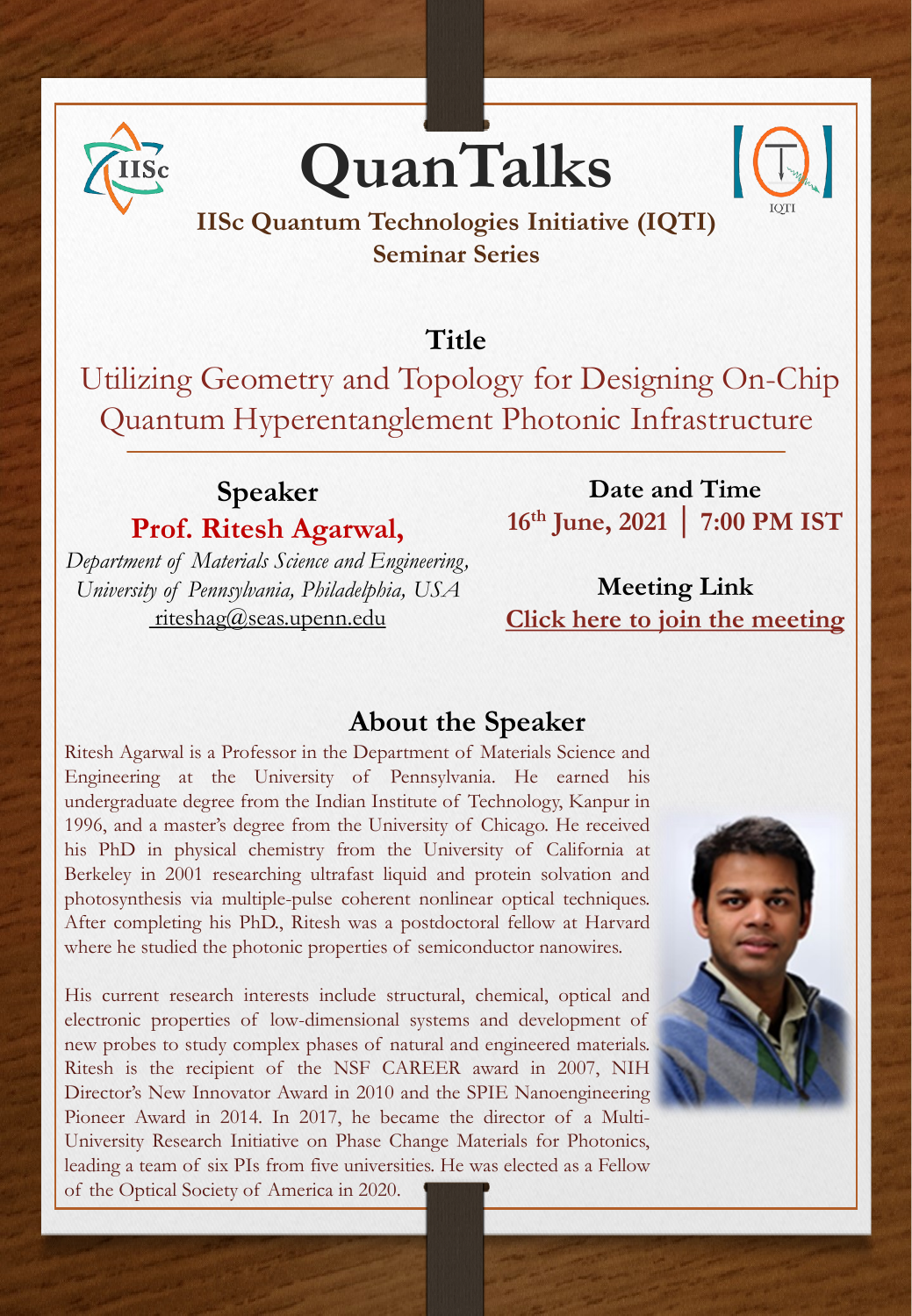# QuanTalks

**IISc Quantum Technologies Initiative (IQTI)**
**Seminar Series**

## Title

Utilizing Geometry and Topology for Designing On-Chip Quantum Hyperentanglement Photonic Infrastructure

## Speaker

**Prof. Ritesh Agarwal,**

*Department of Materials Science and Engineering, University of Pennsylvania, Philadelphia, USA*

riteshag@seas.upenn.edu

## Date and Time

**16th June, 2021 | 7:00 PM IST**

## Meeting Link

**Click here to join the meeting**

## About the Speaker

Ritesh Agarwal is a Professor in the Department of Materials Science and Engineering at the University of Pennsylvania. He earned his undergraduate degree from the Indian Institute of Technology, Kanpur in 1996, and a master's degree from the University of Chicago. He received his PhD in physical chemistry from the University of California at Berkeley in 2001 researching ultrafast liquid and protein solvation and photosynthesis via multiple-pulse coherent nonlinear optical techniques. After completing his PhD., Ritesh was a postdoctoral fellow at Harvard where he studied the photonic properties of semiconductor nanowires.

His current research interests include structural, chemical, optical and electronic properties of low-dimensional systems and development of new probes to study complex phases of natural and engineered materials. Ritesh is the recipient of the NSF CAREER award in 2007, NIH Director's New Innovator Award in 2010 and the SPIE Nanoengineering Pioneer Award in 2014. In 2017, he became the director of a Multi-University Research Initiative on Phase Change Materials for Photonics, leading a team of six PIs from five universities. He was elected as a Fellow of the Optical Society of America in 2020.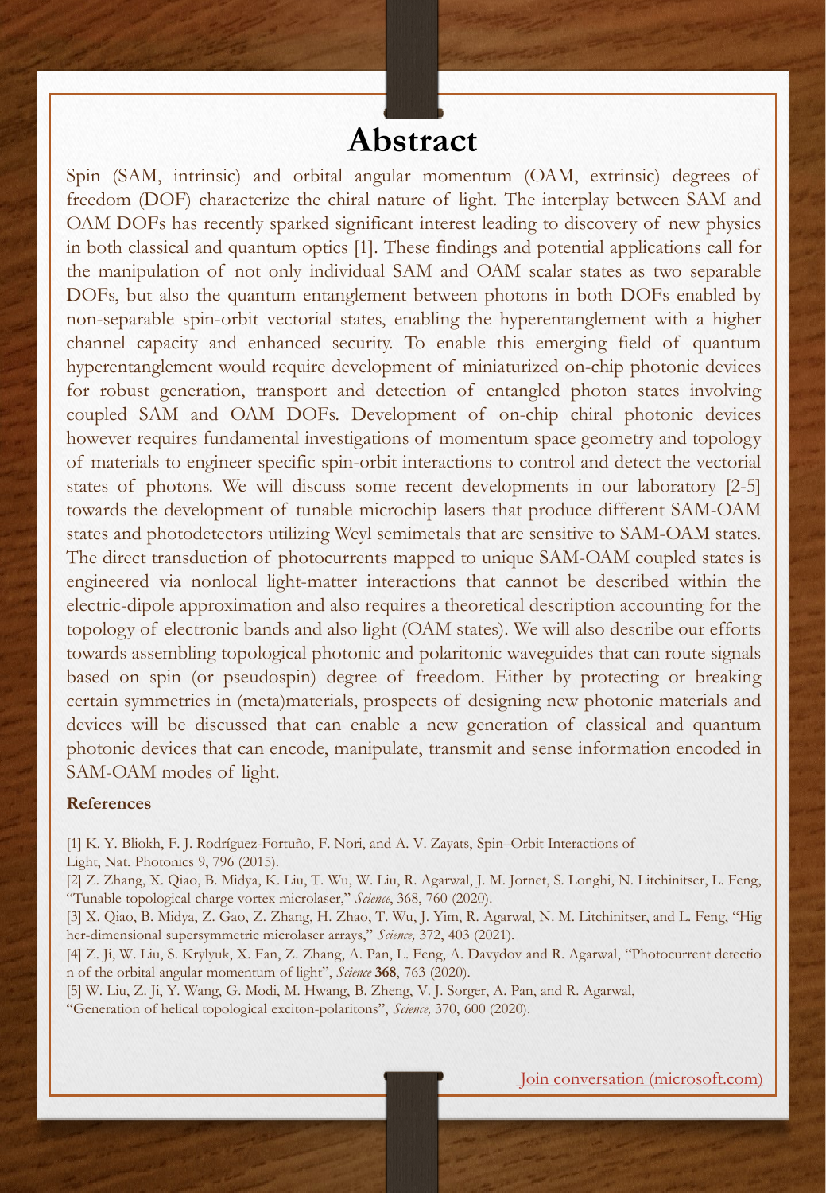# Abstract

Spin (SAM, intrinsic) and orbital angular momentum (OAM, extrinsic) degrees of freedom (DOF) characterize the chiral nature of light. The interplay between SAM and OAM DOFs has recently sparked significant interest leading to discovery of new physics in both classical and quantum optics [1]. These findings and potential applications call for the manipulation of not only individual SAM and OAM scalar states as two separable DOFs, but also the quantum entanglement between photons in both DOFs enabled by non-separable spin-orbit vectorial states, enabling the hyperentanglement with a higher channel capacity and enhanced security. To enable this emerging field of quantum hyperentanglement would require development of miniaturized on-chip photonic devices for robust generation, transport and detection of entangled photon states involving coupled SAM and OAM DOFs. Development of on-chip chiral photonic devices however requires fundamental investigations of momentum space geometry and topology of materials to engineer specific spin-orbit interactions to control and detect the vectorial states of photons. We will discuss some recent developments in our laboratory [2-5] towards the development of tunable microchip lasers that produce different SAM-OAM states and photodetectors utilizing Weyl semimetals that are sensitive to SAM-OAM states. The direct transduction of photocurrents mapped to unique SAM-OAM coupled states is engineered via nonlocal light-matter interactions that cannot be described within the electric-dipole approximation and also requires a theoretical description accounting for the topology of electronic bands and also light (OAM states). We will also describe our efforts towards assembling topological photonic and polaritonic waveguides that can route signals based on spin (or pseudospin) degree of freedom. Either by protecting or breaking certain symmetries in (meta)materials, prospects of designing new photonic materials and devices will be discussed that can enable a new generation of classical and quantum photonic devices that can encode, manipulate, transmit and sense information encoded in SAM-OAM modes of light.

**References**

[1] K. Y. Bliokh, F. J. Rodríguez-Fortuño, F. Nori, and A. V. Zayats, Spin–Orbit Interactions of Light, Nat. Photonics 9, 796 (2015).

[2] Z. Zhang, X. Qiao, B. Midya, K. Liu, T. Wu, W. Liu, R. Agarwal, J. M. Jornet, S. Longhi, N. Litchinitser, L. Feng, "Tunable topological charge vortex microlaser," *Science*, 368, 760 (2020).

[3] X. Qiao, B. Midya, Z. Gao, Z. Zhang, H. Zhao, T. Wu, J. Yim, R. Agarwal, N. M. Litchinitser, and L. Feng, "Higher-dimensional supersymmetric microlaser arrays," *Science,* 372, 403 (2021).

[4] Z. Ji, W. Liu, S. Krylyuk, X. Fan, Z. Zhang, A. Pan, L. Feng, A. Davydov and R. Agarwal, "Photocurrent detection of the orbital angular momentum of light", *Science* **368**, 763 (2020).

[5] W. Liu, Z. Ji, Y. Wang, G. Modi, M. Hwang, B. Zheng, V. J. Sorger, A. Pan, and R. Agarwal, "Generation of helical topological exciton-polaritons", *Science,* 370, 600 (2020).

Join conversation (microsoft.com)